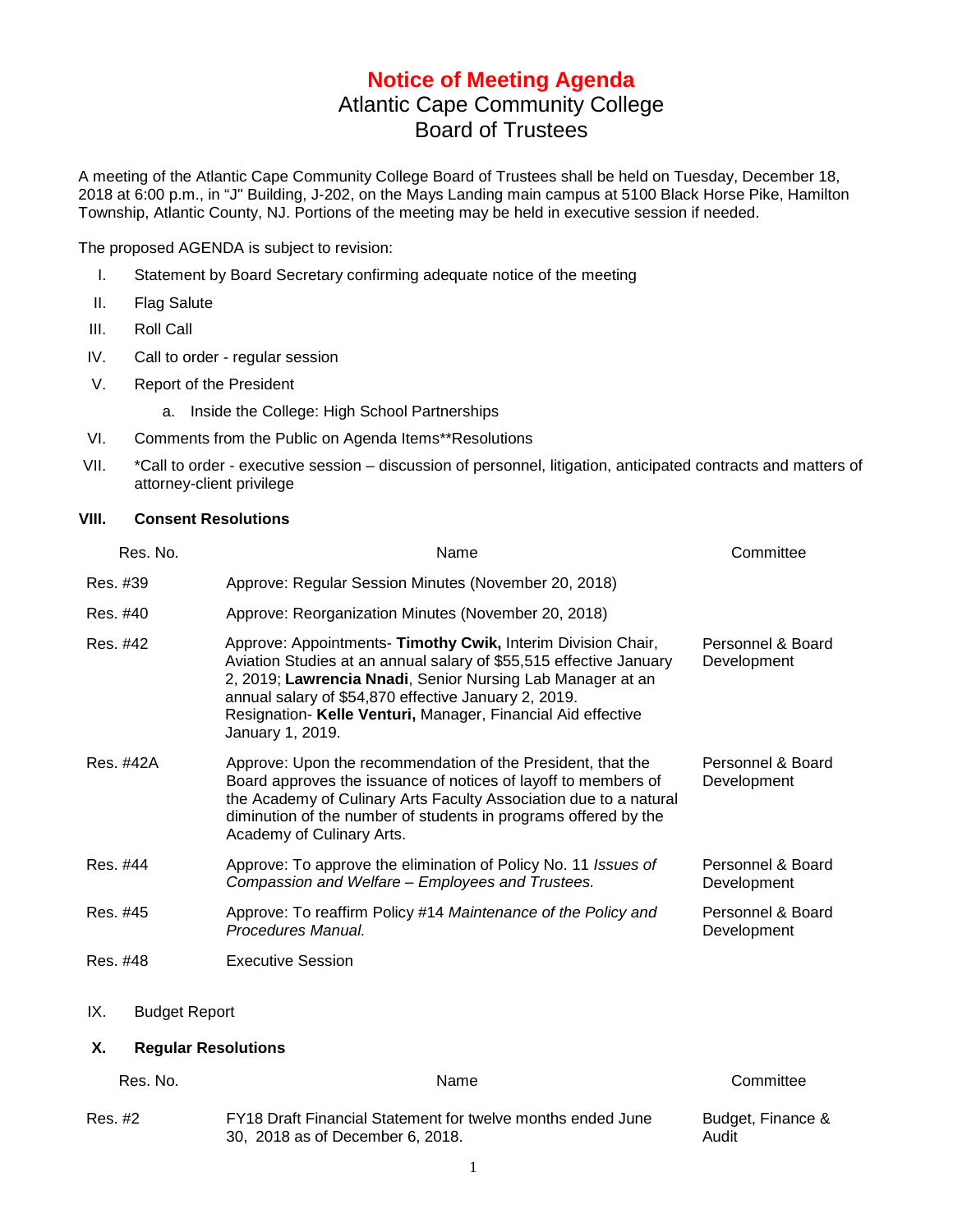# Notice of Meeting Agenda

## Atlantic Cape Community College
## Board of Trustees

A meeting of the Atlantic Cape Community College Board of Trustees shall be held on Tuesday, December 18, 2018 at 6:00 p.m., in "J" Building, J-202, on the Mays Landing main campus at 5100 Black Horse Pike, Hamilton Township, Atlantic County, NJ. Portions of the meeting may be held in executive session if needed.

The proposed AGENDA is subject to revision:

I. Statement by Board Secretary confirming adequate notice of the meeting

II. Flag Salute

III. Roll Call

IV. Call to order - regular session

V. Report of the President

   a. Inside the College: High School Partnerships

VI. Comments from the Public on Agenda Items**Resolutions

VII. *Call to order - executive session – discussion of personnel, litigation, anticipated contracts and matters of attorney-client privilege

**VIII. Consent Resolutions**

| Res. No. | Name | Committee |
|---|---|---|
| Res. #39 | Approve: Regular Session Minutes (November 20, 2018) | |
| Res. #40 | Approve: Reorganization Minutes (November 20, 2018) | |
| Res. #42 | Approve: Appointments- **Timothy Cwik,** Interim Division Chair, Aviation Studies at an annual salary of $55,515 effective January 2, 2019; **Lawrencia Nnadi**, Senior Nursing Lab Manager at an annual salary of $54,870 effective January 2, 2019. Resignation- **Kelle Venturi,** Manager, Financial Aid effective January 1, 2019. | Personnel & Board Development |
| Res. #42A | Approve: Upon the recommendation of the President, that the Board approves the issuance of notices of layoff to members of the Academy of Culinary Arts Faculty Association due to a natural diminution of the number of students in programs offered by the Academy of Culinary Arts. | Personnel & Board Development |
| Res. #44 | Approve: To approve the elimination of Policy No. 11 *Issues of Compassion and Welfare – Employees and Trustees.* | Personnel & Board Development |
| Res. #45 | Approve: To reaffirm Policy #14 *Maintenance of the Policy and Procedures Manual.* | Personnel & Board Development |
| Res. #48 | Executive Session | |

IX. Budget Report

**X. Regular Resolutions**

| Res. No. | Name | Committee |
|---|---|---|
| Res. #2 | FY18 Draft Financial Statement for twelve months ended June 30, 2018 as of December 6, 2018. | Budget, Finance & Audit |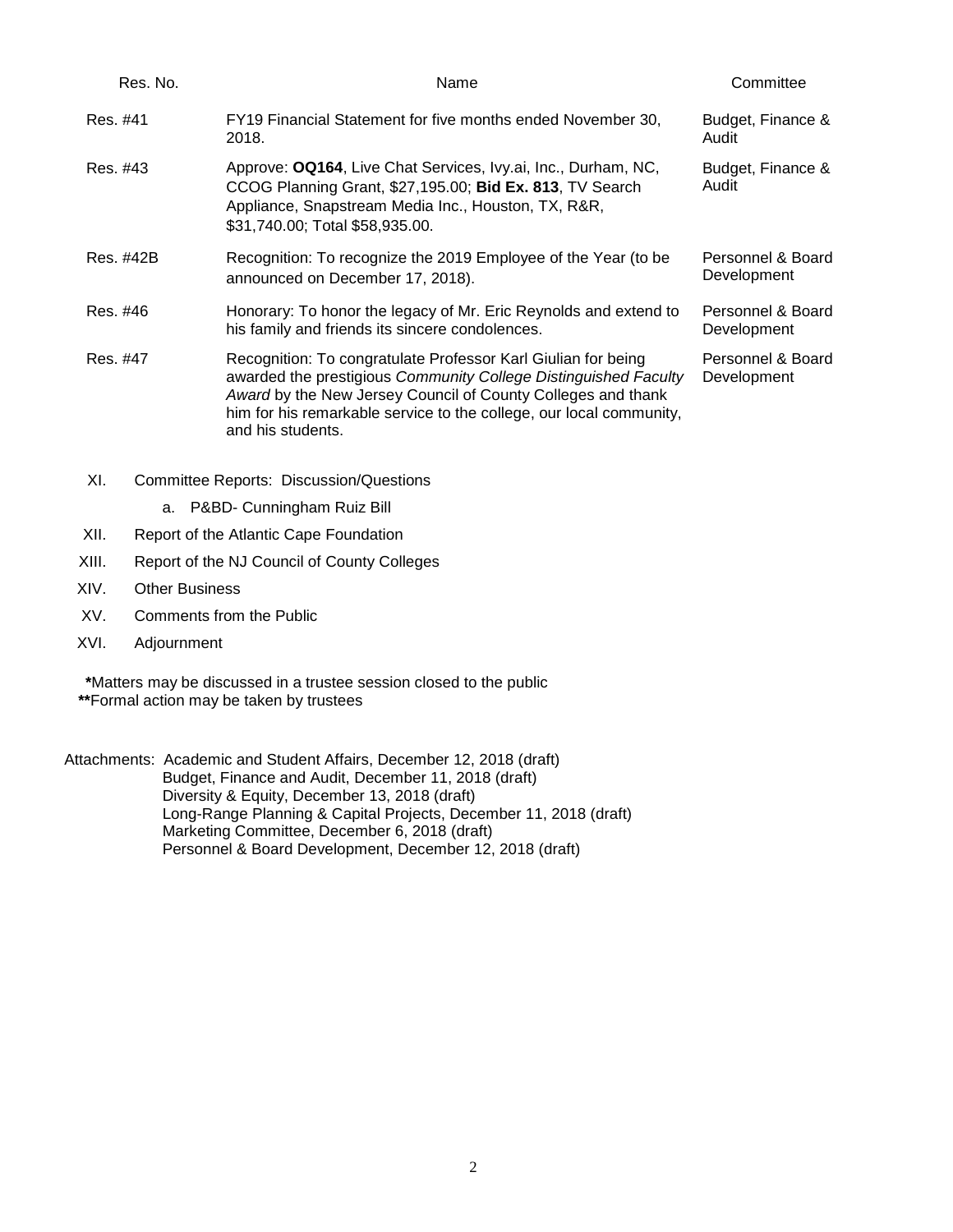| Res. No. | Name | Committee |
|---|---|---|
| Res. #41 | FY19 Financial Statement for five months ended November 30, 2018. | Budget, Finance & Audit |
| Res. #43 | Approve: **OQ164**, Live Chat Services, Ivy.ai, Inc., Durham, NC, CCOG Planning Grant, $27,195.00; **Bid Ex. 813**, TV Search Appliance, Snapstream Media Inc., Houston, TX, R&R, $31,740.00; Total $58,935.00. | Budget, Finance & Audit |
| Res. #42B | Recognition: To recognize the 2019 Employee of the Year (to be announced on December 17, 2018). | Personnel & Board Development |
| Res. #46 | Honorary: To honor the legacy of Mr. Eric Reynolds and extend to his family and friends its sincere condolences. | Personnel & Board Development |
| Res. #47 | Recognition: To congratulate Professor Karl Giulian for being awarded the prestigious *Community College Distinguished Faculty Award* by the New Jersey Council of County Colleges and thank him for his remarkable service to the college, our local community, and his students. | Personnel & Board Development |

XI. Committee Reports: Discussion/Questions

a. P&BD- Cunningham Ruiz Bill

XII. Report of the Atlantic Cape Foundation

XIII. Report of the NJ Council of County Colleges

XIV. Other Business

XV. Comments from the Public

XVI. Adjournment

**\***Matters may be discussed in a trustee session closed to the public
**\*\***Formal action may be taken by trustees

Attachments: Academic and Student Affairs, December 12, 2018 (draft)
Budget, Finance and Audit, December 11, 2018 (draft)
Diversity & Equity, December 13, 2018 (draft)
Long-Range Planning & Capital Projects, December 11, 2018 (draft)
Marketing Committee, December 6, 2018 (draft)
Personnel & Board Development, December 12, 2018 (draft)